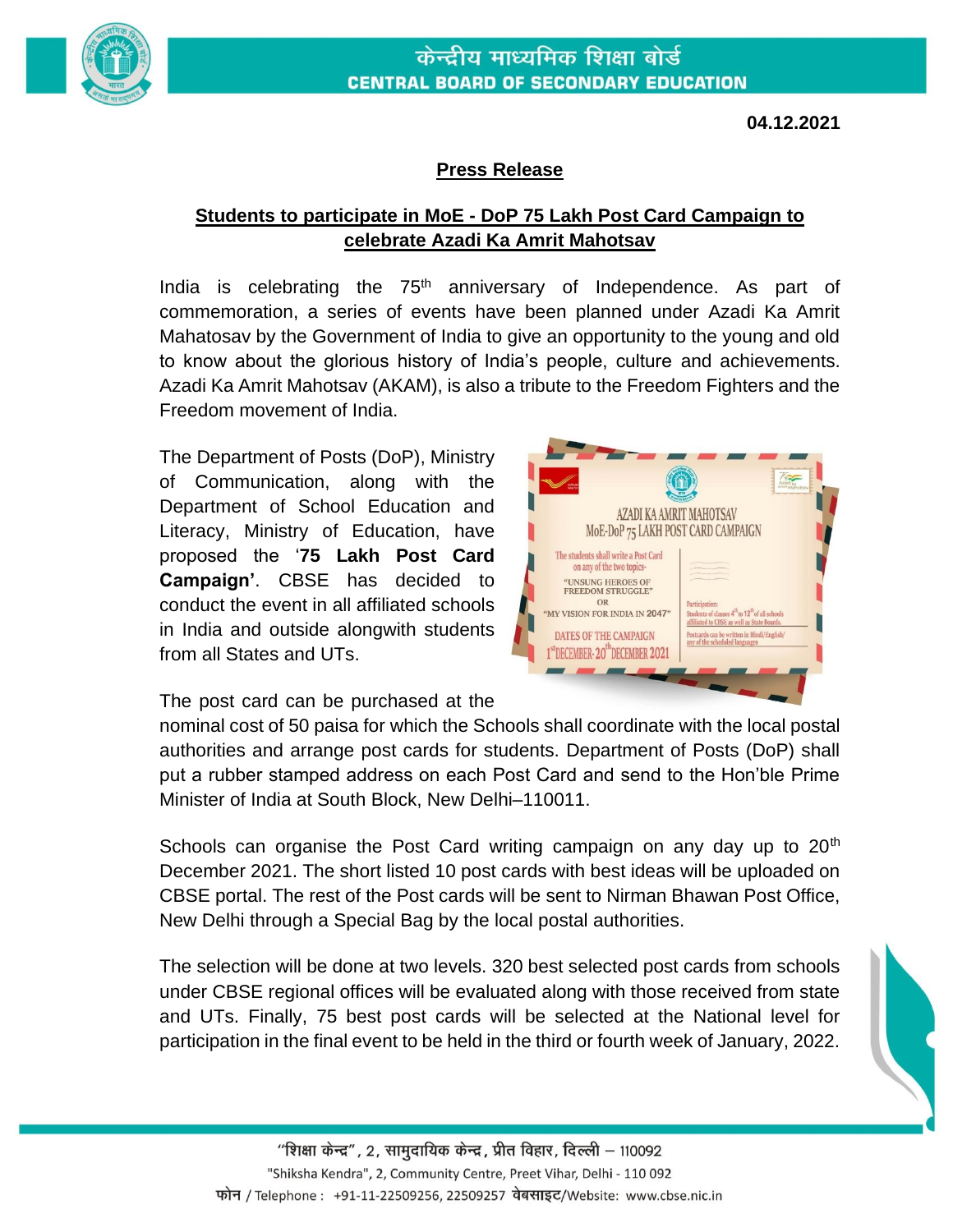केन्द्रीय माध्यमिक शिक्षा बोर्ड
CENTRAL BOARD OF SECONDARY EDUCATION

**04.12.2021**

## Press Release

### Students to participate in MoE - DoP 75 Lakh Post Card Campaign to celebrate Azadi Ka Amrit Mahotsav

India is celebrating the 75th anniversary of Independence. As part of commemoration, a series of events have been planned under Azadi Ka Amrit Mahatosav by the Government of India to give an opportunity to the young and old to know about the glorious history of India's people, culture and achievements. Azadi Ka Amrit Mahotsav (AKAM), is also a tribute to the Freedom Fighters and the Freedom movement of India.

The Department of Posts (DoP), Ministry of Communication, along with the Department of School Education and Literacy, Ministry of Education, have proposed the '**75 Lakh Post Card Campaign'**. CBSE has decided to conduct the event in all affiliated schools in India and outside alongwith students from all States and UTs.

The post card can be purchased at the nominal cost of 50 paisa for which the Schools shall coordinate with the local postal authorities and arrange post cards for students. Department of Posts (DoP) shall put a rubber stamped address on each Post Card and send to the Hon'ble Prime Minister of India at South Block, New Delhi–110011.

Schools can organise the Post Card writing campaign on any day up to 20th December 2021. The short listed 10 post cards with best ideas will be uploaded on CBSE portal. The rest of the Post cards will be sent to Nirman Bhawan Post Office, New Delhi through a Special Bag by the local postal authorities.

The selection will be done at two levels. 320 best selected post cards from schools under CBSE regional offices will be evaluated along with those received from state and UTs. Finally, 75 best post cards will be selected at the National level for participation in the final event to be held in the third or fourth week of January, 2022.

"शिक्षा केन्द्र", 2, सामुदायिक केन्द्र, प्रीत विहार, दिल्ली – 110092
"Shiksha Kendra", 2, Community Centre, Preet Vihar, Delhi - 110 092
फोन / Telephone : +91-11-22509256, 22509257 वेबसाइट/Website: www.cbse.nic.in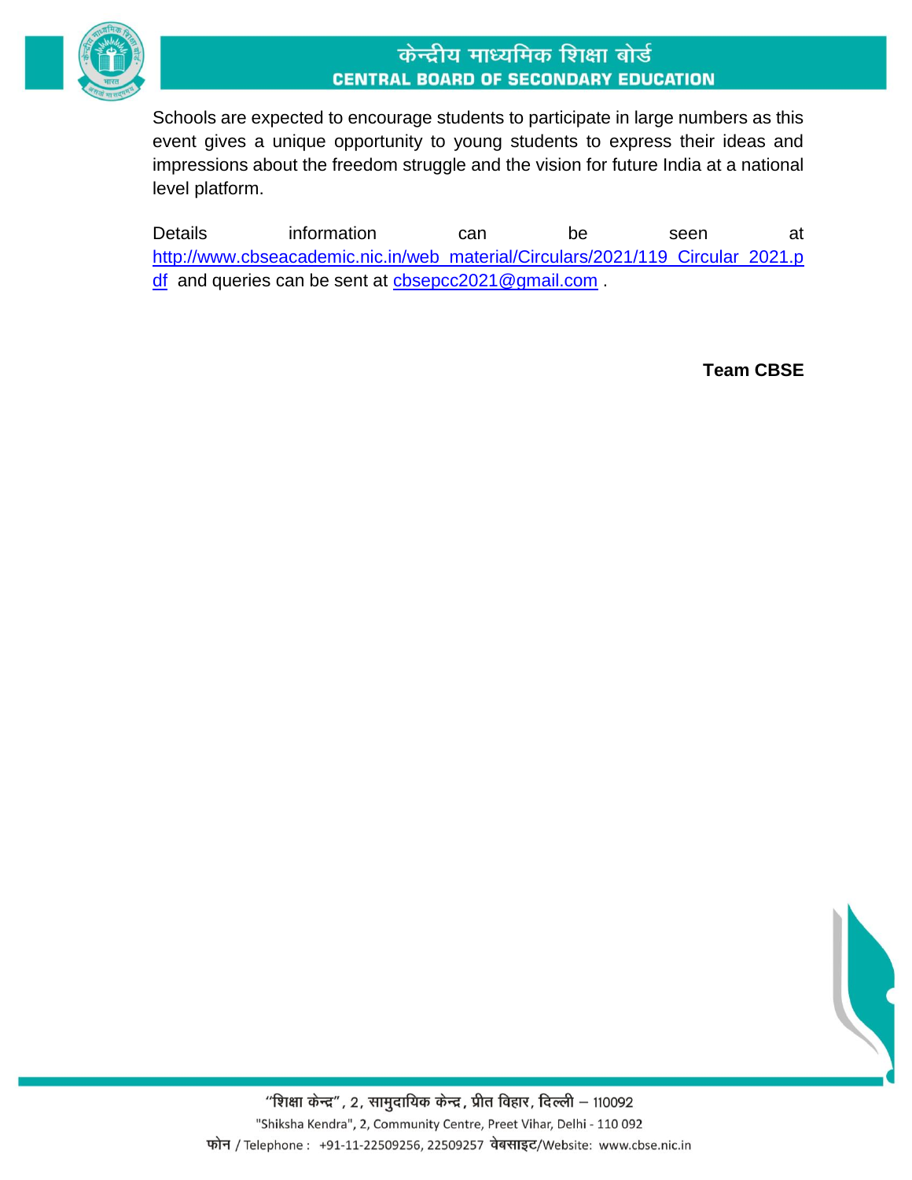Schools are expected to encourage students to participate in large numbers as this event gives a unique opportunity to young students to express their ideas and impressions about the freedom struggle and the vision for future India at a national level platform.

Details information can be seen at http://www.cbseacademic.nic.in/web_material/Circulars/2021/119_Circular_2021.pdf and queries can be sent at cbsepcc2021@gmail.com .

**Team CBSE**